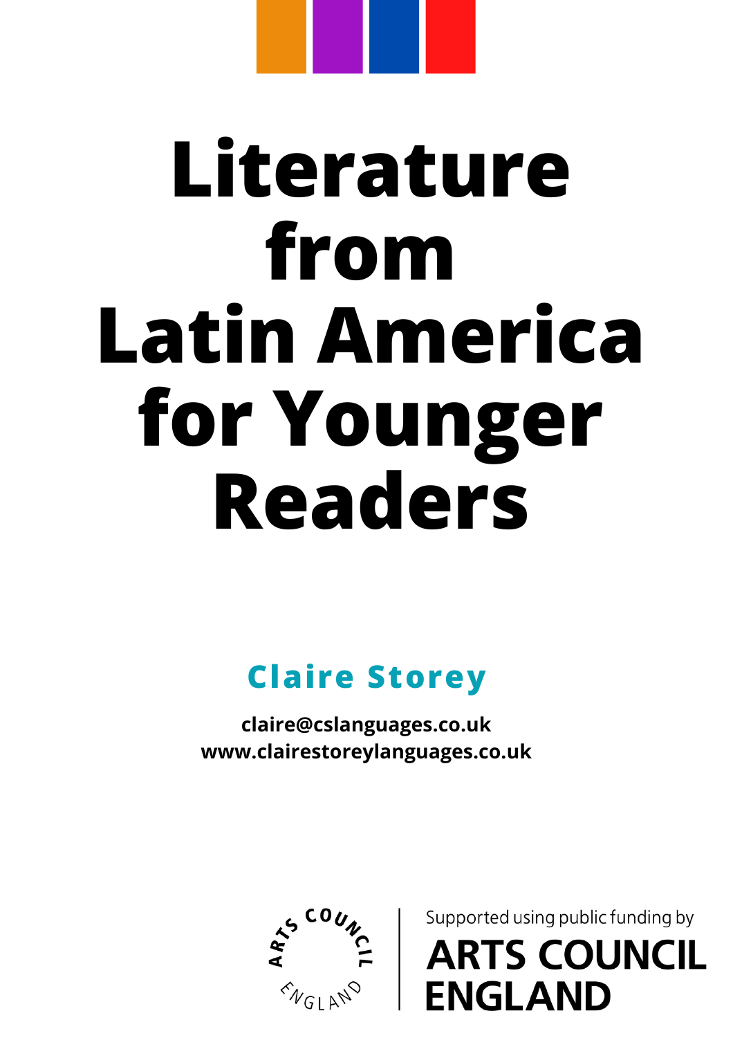# Literature from Latin America for Younger Readers

## Claire Storey

**claire@cslanguages.co.uk**
**www.clairestoreylanguages.co.uk**

Supported using public funding by ARTS COUNCIL ENGLAND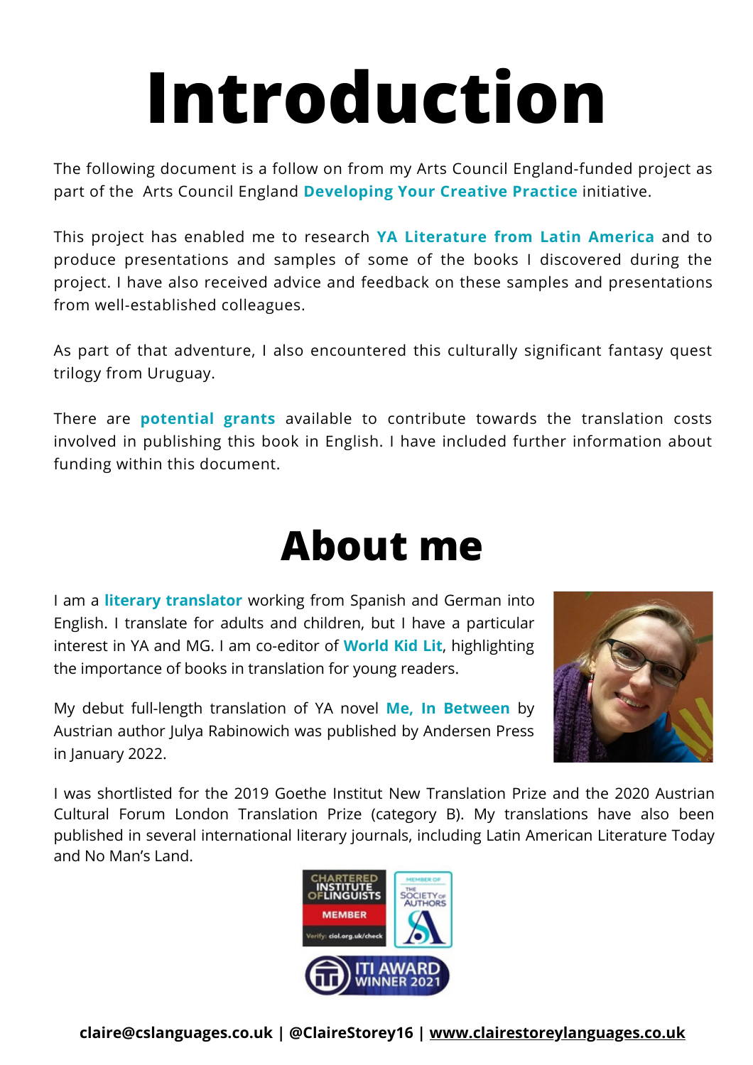# Introduction

The following document is a follow on from my Arts Council England-funded project as part of the Arts Council England **Developing Your Creative Practice** initiative.

This project has enabled me to research **YA Literature from Latin America** and to produce presentations and samples of some of the books I discovered during the project. I have also received advice and feedback on these samples and presentations from well-established colleagues.

As part of that adventure, I also encountered this culturally significant fantasy quest trilogy from Uruguay.

There are **potential grants** available to contribute towards the translation costs involved in publishing this book in English. I have included further information about funding within this document.

# About me

I am a **literary translator** working from Spanish and German into English. I translate for adults and children, but I have a particular interest in YA and MG. I am co-editor of **World Kid Lit**, highlighting the importance of books in translation for young readers.

My debut full-length translation of YA novel **Me, In Between** by Austrian author Julya Rabinowich was published by Andersen Press in January 2022.

I was shortlisted for the 2019 Goethe Institut New Translation Prize and the 2020 Austrian Cultural Forum London Translation Prize (category B). My translations have also been published in several international literary journals, including Latin American Literature Today and No Man's Land.

CHARTERED INSTITUTE OF LINGUISTS MEMBER Verify: ciol.org.uk/check

MEMBER OF THE SOCIETY OF AUTHORS

ITI AWARD WINNER 2021

**claire@cslanguages.co.uk | @ClaireStorey16 | www.clairestoreylanguages.co.uk**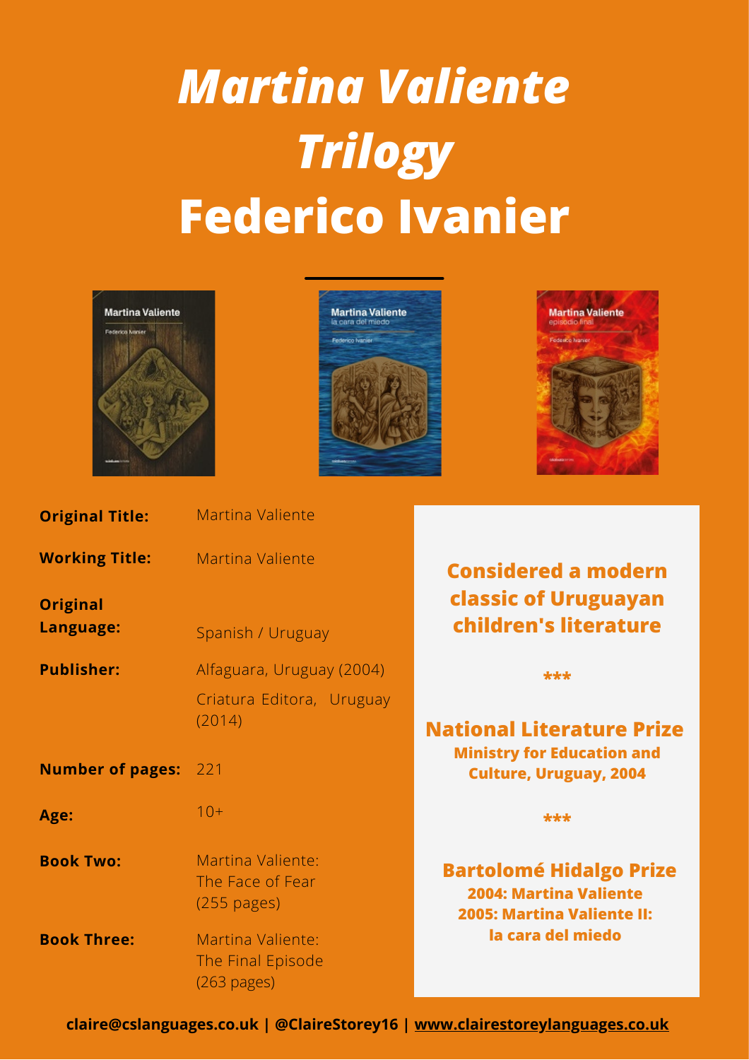# *Martina Valiente Trilogy*
# Federico Ivanier

**Original Title:** Martina Valiente

**Working Title:** Martina Valiente

**Original Language:** Spanish / Uruguay

**Publisher:** Alfaguara, Uruguay (2004)
Criatura Editora, Uruguay (2014)

**Number of pages:** 221

**Age:** 10+

**Book Two:** Martina Valiente: The Face of Fear (255 pages)

**Book Three:** Martina Valiente: The Final Episode (263 pages)

**Considered a modern classic of Uruguayan children's literature**

***

**National Literature Prize**
**Ministry for Education and Culture, Uruguay, 2004**

***

**Bartolomé Hidalgo Prize**
**2004: Martina Valiente**
**2005: Martina Valiente II: la cara del miedo**

**claire@cslanguages.co.uk | @ClaireStorey16 | www.clairestoreylanguages.co.uk**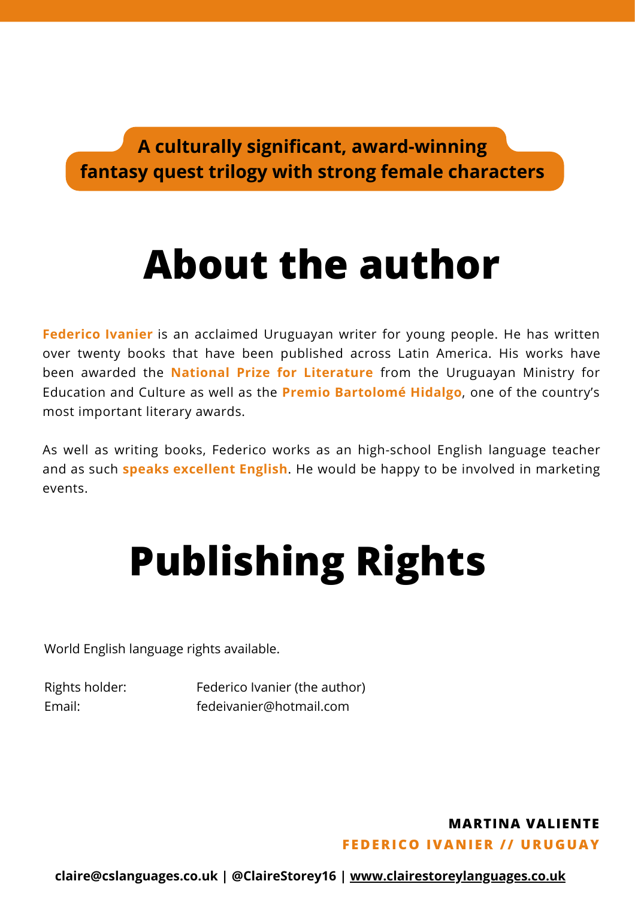**A culturally significant, award-winning fantasy quest trilogy with strong female characters**

# About the author

**Federico Ivanier** is an acclaimed Uruguayan writer for young people. He has written over twenty books that have been published across Latin America. His works have been awarded the **National Prize for Literature** from the Uruguayan Ministry for Education and Culture as well as the **Premio Bartolomé Hidalgo**, one of the country's most important literary awards.

As well as writing books, Federico works as an high-school English language teacher and as such **speaks excellent English**. He would be happy to be involved in marketing events.

# Publishing Rights

World English language rights available.

Rights holder: Federico Ivanier (the author)
Email: fedeivanier@hotmail.com

**MARTINA VALIENTE**
**FEDERICO IVANIER // URUGUAY**

**claire@cslanguages.co.uk | @ClaireStorey16 | www.clairestoreylanguages.co.uk**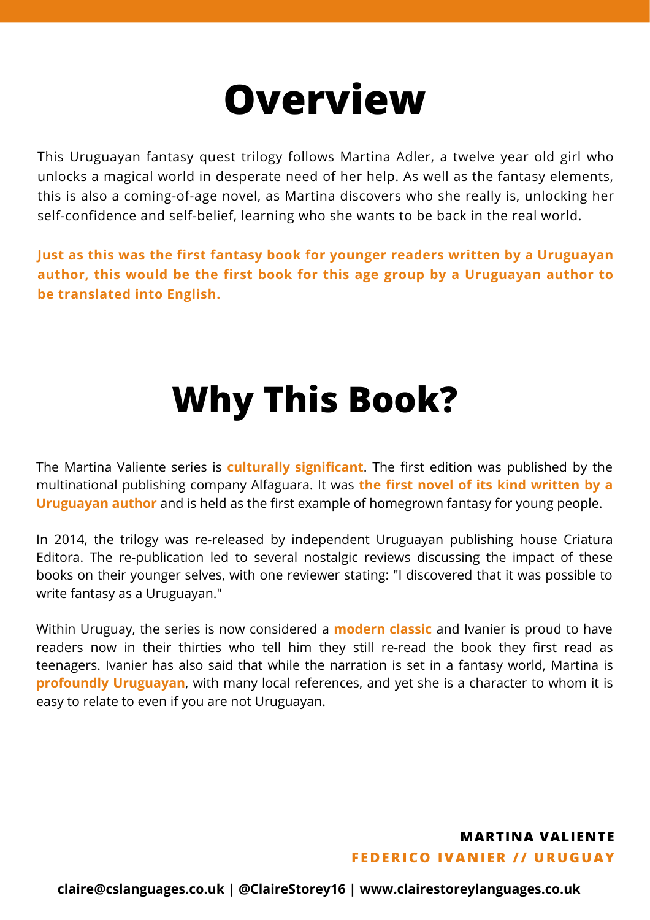# Overview

This Uruguayan fantasy quest trilogy follows Martina Adler, a twelve year old girl who unlocks a magical world in desperate need of her help. As well as the fantasy elements, this is also a coming-of-age novel, as Martina discovers who she really is, unlocking her self-confidence and self-belief, learning who she wants to be back in the real world.

**Just as this was the first fantasy book for younger readers written by a Uruguayan author, this would be the first book for this age group by a Uruguayan author to be translated into English.**

# Why This Book?

The Martina Valiente series is **culturally significant**. The first edition was published by the multinational publishing company Alfaguara. It was **the first novel of its kind written by a Uruguayan author** and is held as the first example of homegrown fantasy for young people.

In 2014, the trilogy was re-released by independent Uruguayan publishing house Criatura Editora. The re-publication led to several nostalgic reviews discussing the impact of these books on their younger selves, with one reviewer stating: "I discovered that it was possible to write fantasy as a Uruguayan."

Within Uruguay, the series is now considered a **modern classic** and Ivanier is proud to have readers now in their thirties who tell him they still re-read the book they first read as teenagers. Ivanier has also said that while the narration is set in a fantasy world, Martina is **profoundly Uruguayan**, with many local references, and yet she is a character to whom it is easy to relate to even if you are not Uruguayan.

**MARTINA VALIENTE**
**FEDERICO IVANIER // URUGUAY**

**claire@cslanguages.co.uk | @ClaireStorey16 | www.clairestoreylanguages.co.uk**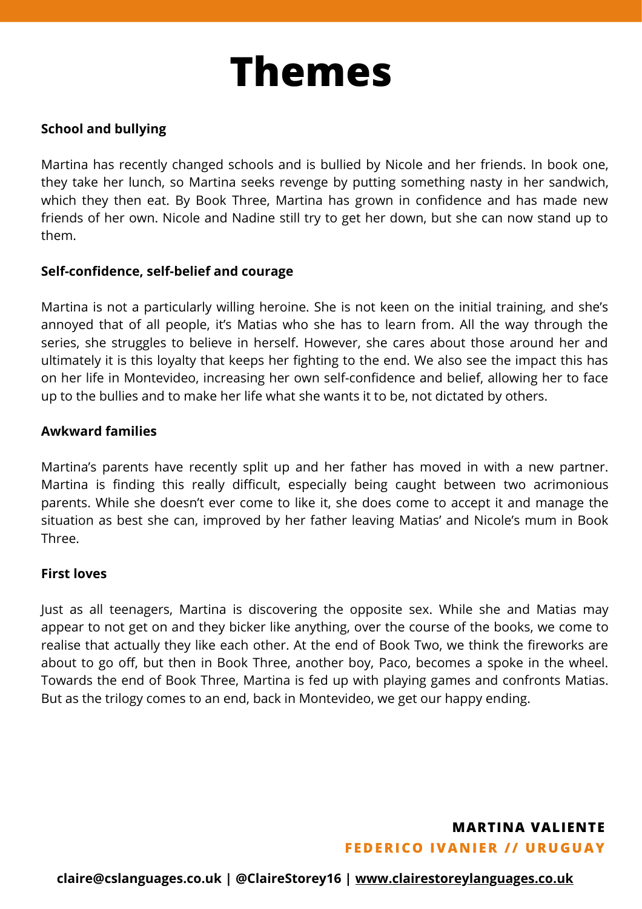# Themes

**School and bullying**

Martina has recently changed schools and is bullied by Nicole and her friends. In book one, they take her lunch, so Martina seeks revenge by putting something nasty in her sandwich, which they then eat. By Book Three, Martina has grown in confidence and has made new friends of her own. Nicole and Nadine still try to get her down, but she can now stand up to them.

**Self-confidence, self-belief and courage**

Martina is not a particularly willing heroine. She is not keen on the initial training, and she's annoyed that of all people, it's Matias who she has to learn from. All the way through the series, she struggles to believe in herself. However, she cares about those around her and ultimately it is this loyalty that keeps her fighting to the end. We also see the impact this has on her life in Montevideo, increasing her own self-confidence and belief, allowing her to face up to the bullies and to make her life what she wants it to be, not dictated by others.

**Awkward families**

Martina's parents have recently split up and her father has moved in with a new partner. Martina is finding this really difficult, especially being caught between two acrimonious parents. While she doesn't ever come to like it, she does come to accept it and manage the situation as best she can, improved by her father leaving Matias' and Nicole's mum in Book Three.

**First loves**

Just as all teenagers, Martina is discovering the opposite sex. While she and Matias may appear to not get on and they bicker like anything, over the course of the books, we come to realise that actually they like each other. At the end of Book Two, we think the fireworks are about to go off, but then in Book Three, another boy, Paco, becomes a spoke in the wheel. Towards the end of Book Three, Martina is fed up with playing games and confronts Matias. But as the trilogy comes to an end, back in Montevideo, we get our happy ending.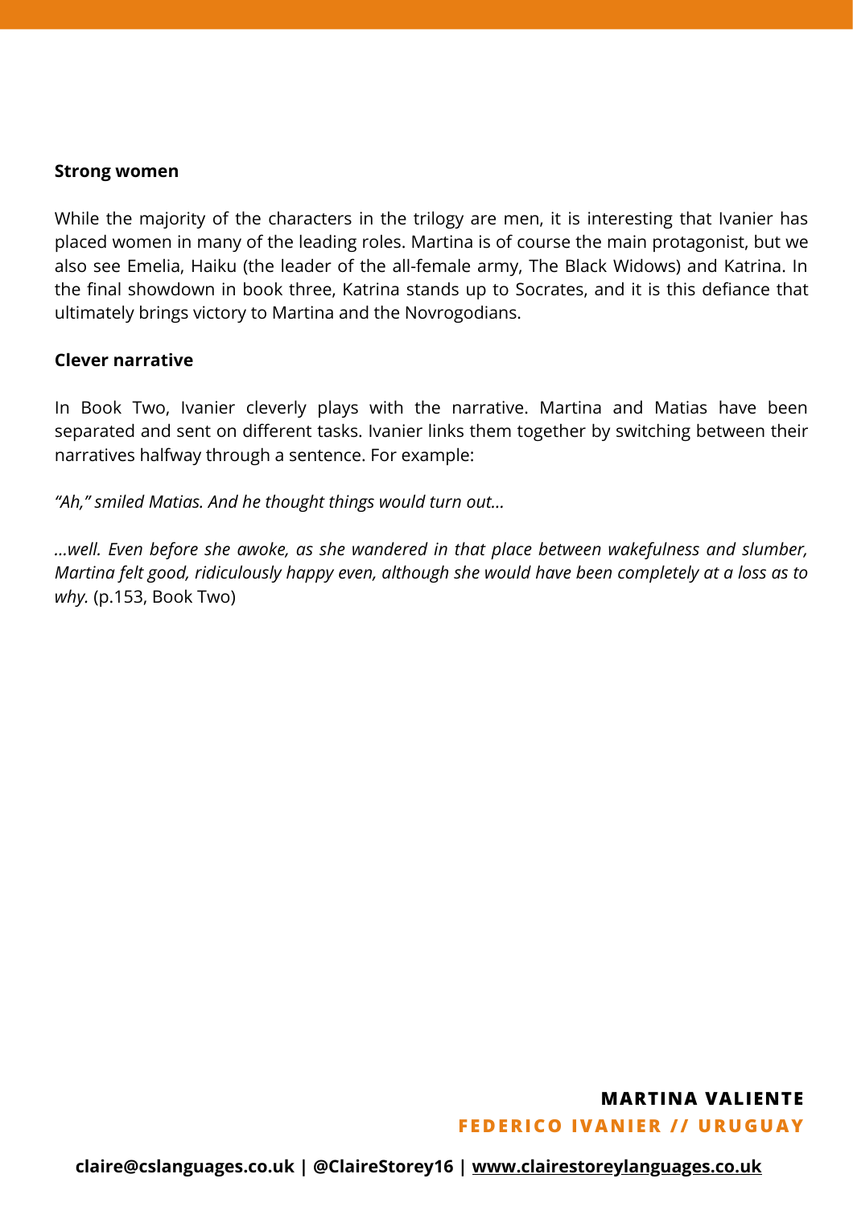**Strong women**

While the majority of the characters in the trilogy are men, it is interesting that Ivanier has placed women in many of the leading roles. Martina is of course the main protagonist, but we also see Emelia, Haiku (the leader of the all-female army, The Black Widows) and Katrina. In the final showdown in book three, Katrina stands up to Socrates, and it is this defiance that ultimately brings victory to Martina and the Novrogodians.

**Clever narrative**

In Book Two, Ivanier cleverly plays with the narrative. Martina and Matias have been separated and sent on different tasks. Ivanier links them together by switching between their narratives halfway through a sentence. For example:

*"Ah," smiled Matias. And he thought things would turn out...*

*...well. Even before she awoke, as she wandered in that place between wakefulness and slumber, Martina felt good, ridiculously happy even, although she would have been completely at a loss as to why.* (p.153, Book Two)